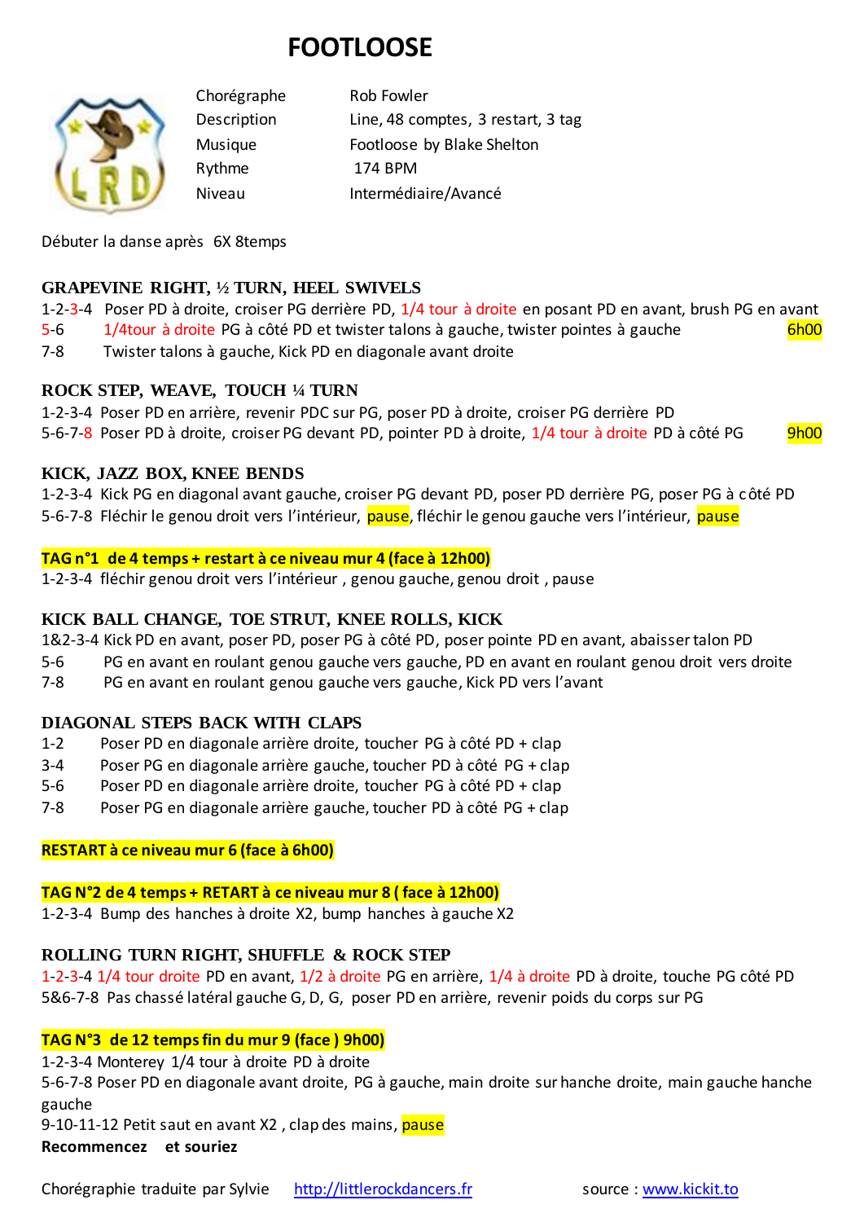# FOOTLOOSE

| | |
|---|---|
| Chorégraphe | Rob Fowler |
| Description | Line, 48 comptes, 3 restart, 3 tag |
| Musique | Footloose by Blake Shelton |
| Rythme | 174 BPM |
| Niveau | Intermédiaire/Avancé |

Débuter la danse après 6X 8temps

### GRAPEVINE RIGHT, ½ TURN, HEEL SWIVELS

1-2-3-4 Poser PD à droite, croiser PG derrière PD, 1/4 tour à droite en posant PD en avant, brush PG en avant
5-6 1/4tour à droite PG à côté PD et twister talons à gauche, twister pointes à gauche 6h00
7-8 Twister talons à gauche, Kick PD en diagonale avant droite

### ROCK STEP, WEAVE, TOUCH ¼ TURN

1-2-3-4 Poser PD en arrière, revenir PDC sur PG, poser PD à droite, croiser PG derrière PD
5-6-7-8 Poser PD à droite, croiser PG devant PD, pointer PD à droite, 1/4 tour à droite PD à côté PG 9h00

### KICK, JAZZ BOX, KNEE BENDS

1-2-3-4 Kick PG en diagonal avant gauche, croiser PG devant PD, poser PD derrière PG, poser PG à côté PD
5-6-7-8 Fléchir le genou droit vers l'intérieur, pause, fléchir le genou gauche vers l'intérieur, pause

**TAG n°1 de 4 temps + restart à ce niveau mur 4 (face à 12h00)**
1-2-3-4 fléchir genou droit vers l'intérieur , genou gauche, genou droit , pause

### KICK BALL CHANGE, TOE STRUT, KNEE ROLLS, KICK

1&2-3-4 Kick PD en avant, poser PD, poser PG à côté PD, poser pointe PD en avant, abaisser talon PD
5-6 PG en avant en roulant genou gauche vers gauche, PD en avant en roulant genou droit vers droite
7-8 PG en avant en roulant genou gauche vers gauche, Kick PD vers l'avant

### DIAGONAL STEPS BACK WITH CLAPS

1-2 Poser PD en diagonale arrière droite, toucher PG à côté PD + clap
3-4 Poser PG en diagonale arrière gauche, toucher PD à côté PG + clap
5-6 Poser PD en diagonale arrière droite, toucher PG à côté PD + clap
7-8 Poser PG en diagonale arrière gauche, toucher PD à côté PG + clap

**RESTART à ce niveau mur 6 (face à 6h00)**

**TAG N°2 de 4 temps + RETART à ce niveau mur 8 ( face à 12h00)**
1-2-3-4 Bump des hanches à droite X2, bump hanches à gauche X2

### ROLLING TURN RIGHT, SHUFFLE & ROCK STEP

1-2-3-4 1/4 tour droite PD en avant, 1/2 à droite PG en arrière, 1/4 à droite PD à droite, touche PG côté PD
5&6-7-8 Pas chassé latéral gauche G, D, G, poser PD en arrière, revenir poids du corps sur PG

**TAG N°3 de 12 temps fin du mur 9 (face ) 9h00)**
1-2-3-4 Monterey 1/4 tour à droite PD à droite
5-6-7-8 Poser PD en diagonale avant droite, PG à gauche, main droite sur hanche droite, main gauche hanche gauche
9-10-11-12 Petit saut en avant X2 , clap des mains, pause

**Recommencez et souriez**

Chorégraphie traduite par Sylvie http://littlerockdancers.fr source : www.kickit.to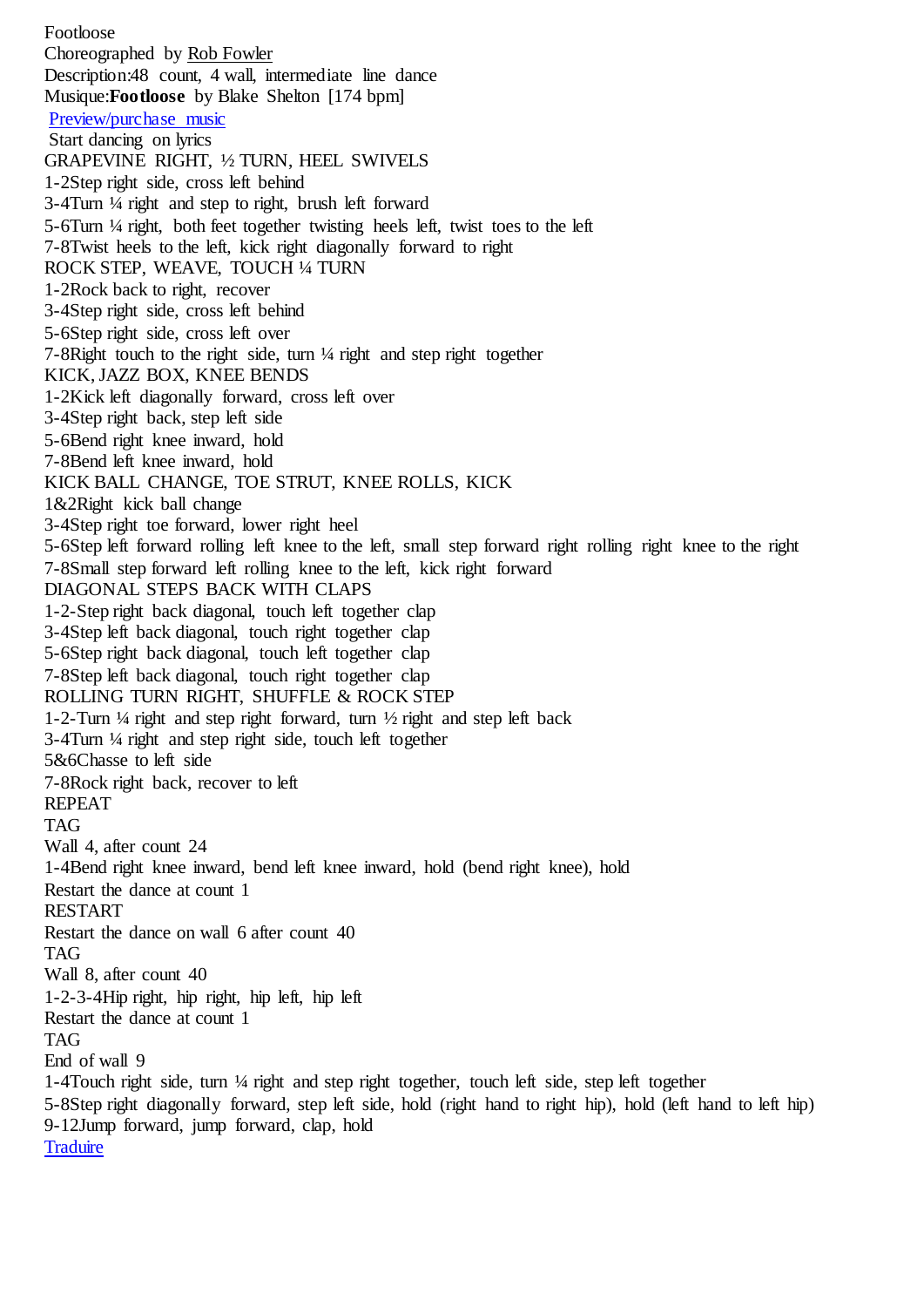Footloose

Choreographed by Rob Fowler

Description:48 count, 4 wall, intermediate line dance

Musique:**Footloose** by Blake Shelton [174 bpm]

Preview/purchase music

Start dancing on lyrics

GRAPEVINE RIGHT, ½ TURN, HEEL SWIVELS

1-2Step right side, cross left behind

3-4Turn ¼ right and step to right, brush left forward

5-6Turn ¼ right, both feet together twisting heels left, twist toes to the left

7-8Twist heels to the left, kick right diagonally forward to right

ROCK STEP, WEAVE, TOUCH ¼ TURN

1-2Rock back to right, recover

3-4Step right side, cross left behind

5-6Step right side, cross left over

7-8Right touch to the right side, turn ¼ right and step right together

KICK, JAZZ BOX, KNEE BENDS

1-2Kick left diagonally forward, cross left over

3-4Step right back, step left side

5-6Bend right knee inward, hold

7-8Bend left knee inward, hold

KICK BALL CHANGE, TOE STRUT, KNEE ROLLS, KICK

1&2Right kick ball change

3-4Step right toe forward, lower right heel

5-6Step left forward rolling left knee to the left, small step forward right rolling right knee to the right

7-8Small step forward left rolling knee to the left, kick right forward

DIAGONAL STEPS BACK WITH CLAPS

1-2-Step right back diagonal, touch left together clap

3-4Step left back diagonal, touch right together clap

5-6Step right back diagonal, touch left together clap

7-8Step left back diagonal, touch right together clap

ROLLING TURN RIGHT, SHUFFLE & ROCK STEP

1-2-Turn ¼ right and step right forward, turn ½ right and step left back

3-4Turn ¼ right and step right side, touch left together

5&6Chasse to left side

7-8Rock right back, recover to left

REPEAT

TAG

Wall 4, after count 24

1-4Bend right knee inward, bend left knee inward, hold (bend right knee), hold

Restart the dance at count 1

RESTART

Restart the dance on wall 6 after count 40

TAG

Wall 8, after count 40

1-2-3-4Hip right, hip right, hip left, hip left

Restart the dance at count 1

TAG

End of wall 9

1-4Touch right side, turn ¼ right and step right together, touch left side, step left together

5-8Step right diagonally forward, step left side, hold (right hand to right hip), hold (left hand to left hip)

9-12Jump forward, jump forward, clap, hold

Traduire